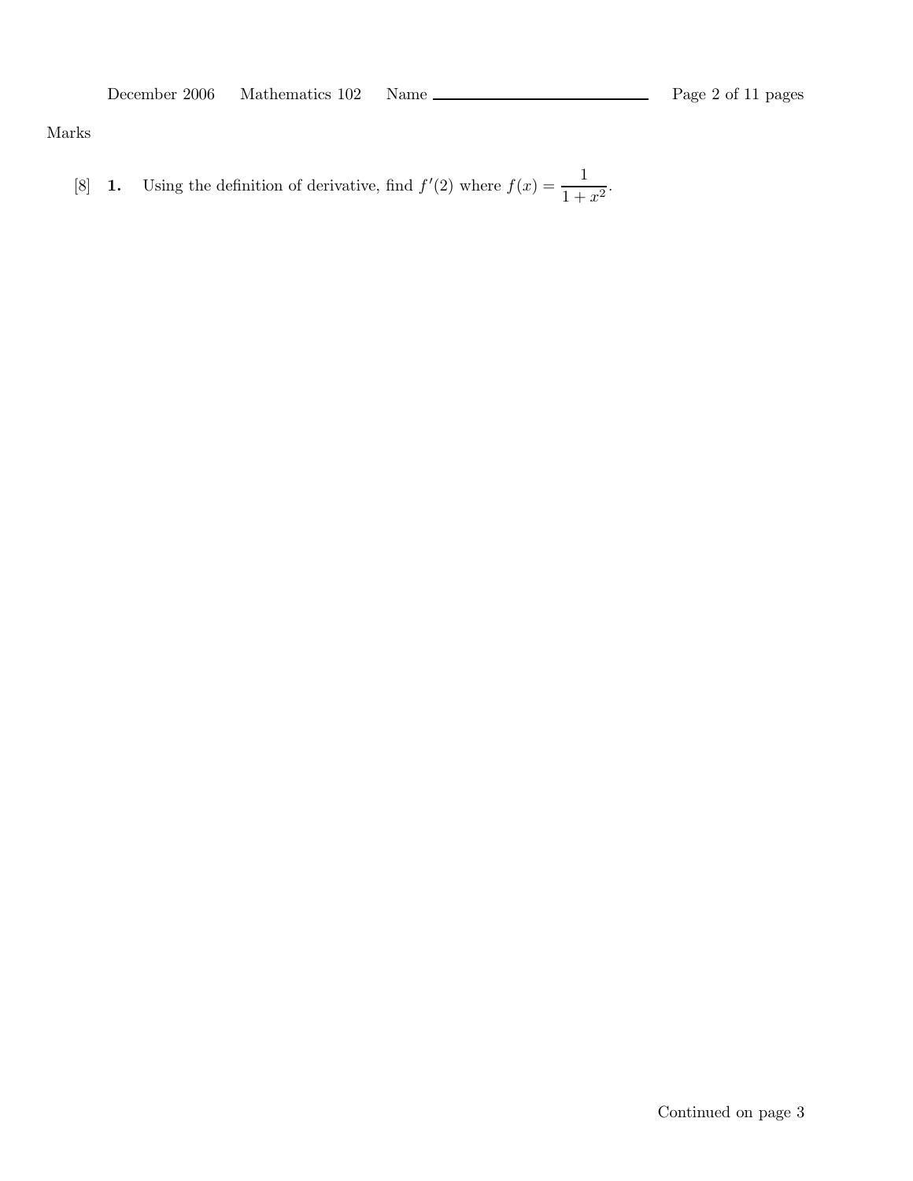Marks

[8] **1.** Using the definition of derivative, find $f'(2)$ where $f(x) = \dfrac{1}{1+x^2}$.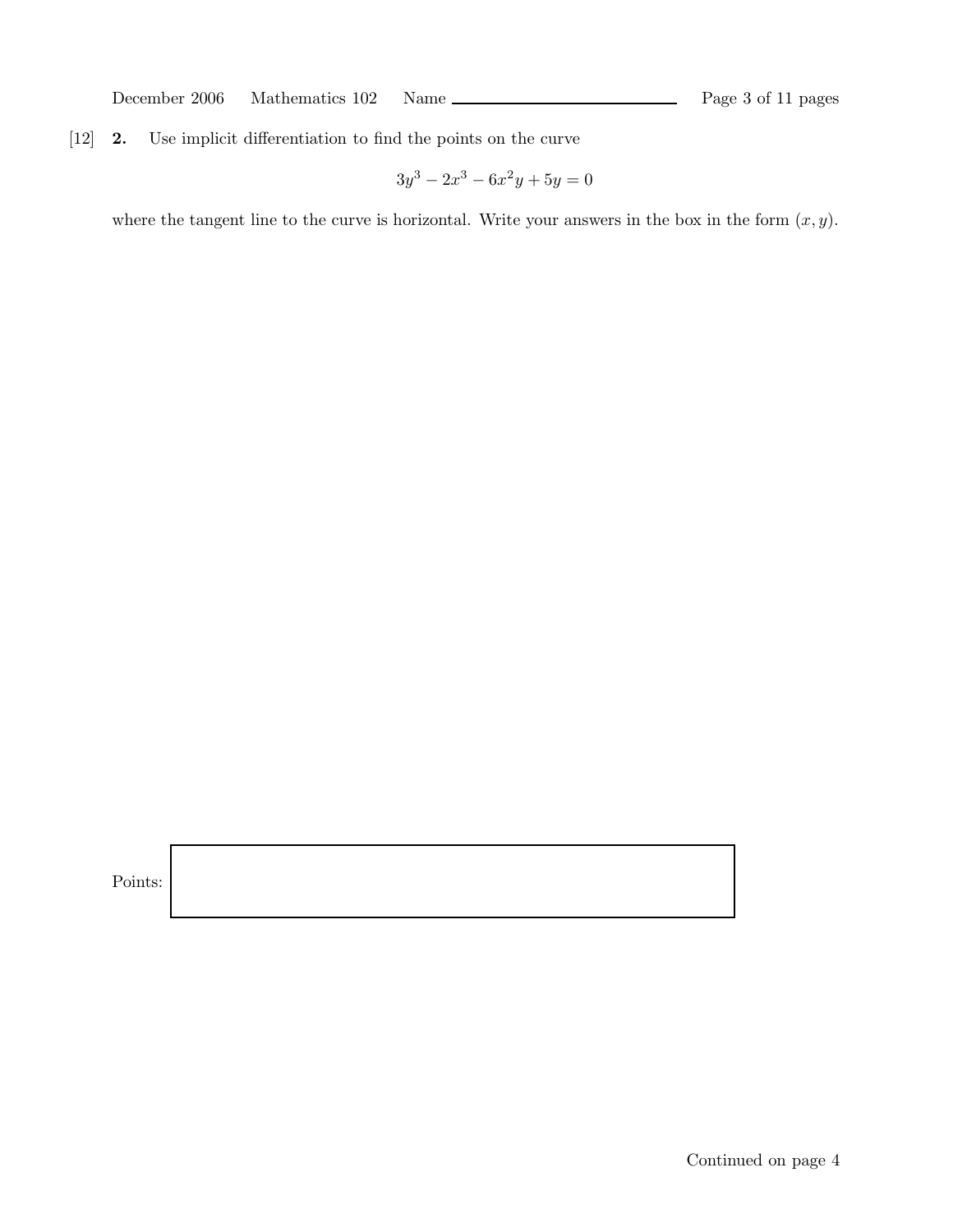[12] **2.** Use implicit differentiation to find the points on the curve

$$3y^3 - 2x^3 - 6x^2y + 5y = 0$$

where the tangent line to the curve is horizontal. Write your answers in the box in the form $(x, y)$.

Points: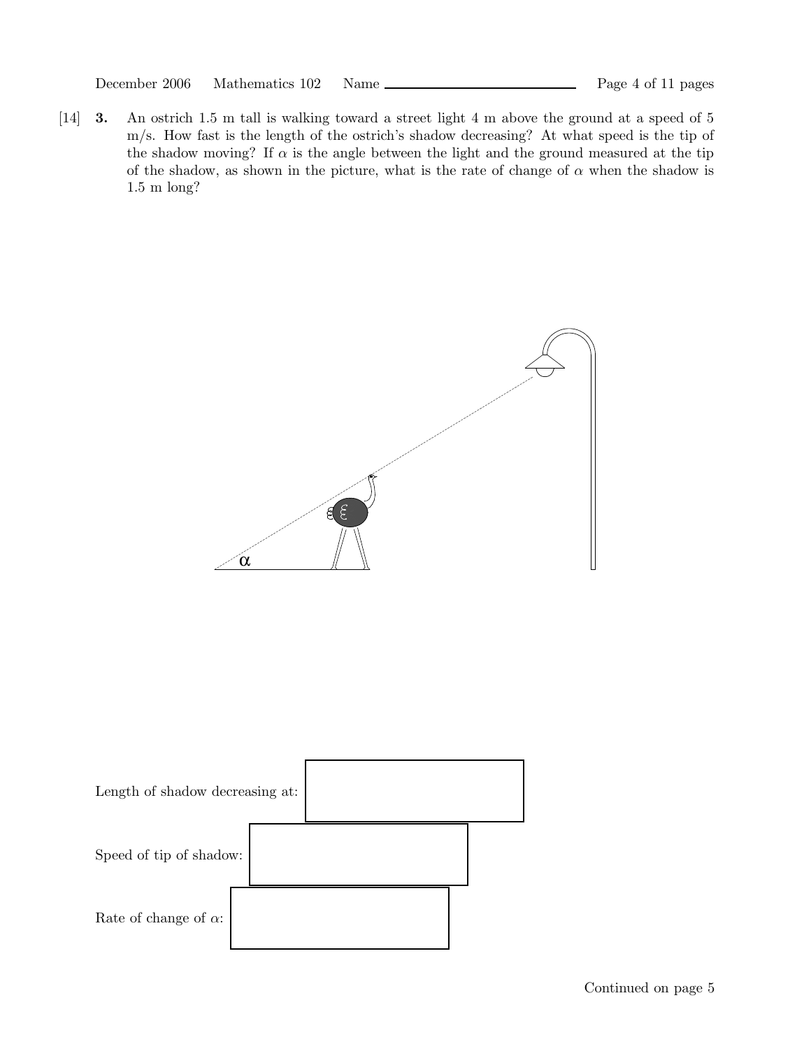[14] **3.** An ostrich 1.5 m tall is walking toward a street light 4 m above the ground at a speed of 5 m/s. How fast is the length of the ostrich's shadow decreasing? At what speed is the tip of the shadow moving? If $\alpha$ is the angle between the light and the ground measured at the tip of the shadow, as shown in the picture, what is the rate of change of $\alpha$ when the shadow is 1.5 m long?

$\alpha$

Length of shadow decreasing at:

Speed of tip of shadow:

Rate of change of $\alpha$:

Continued on page 5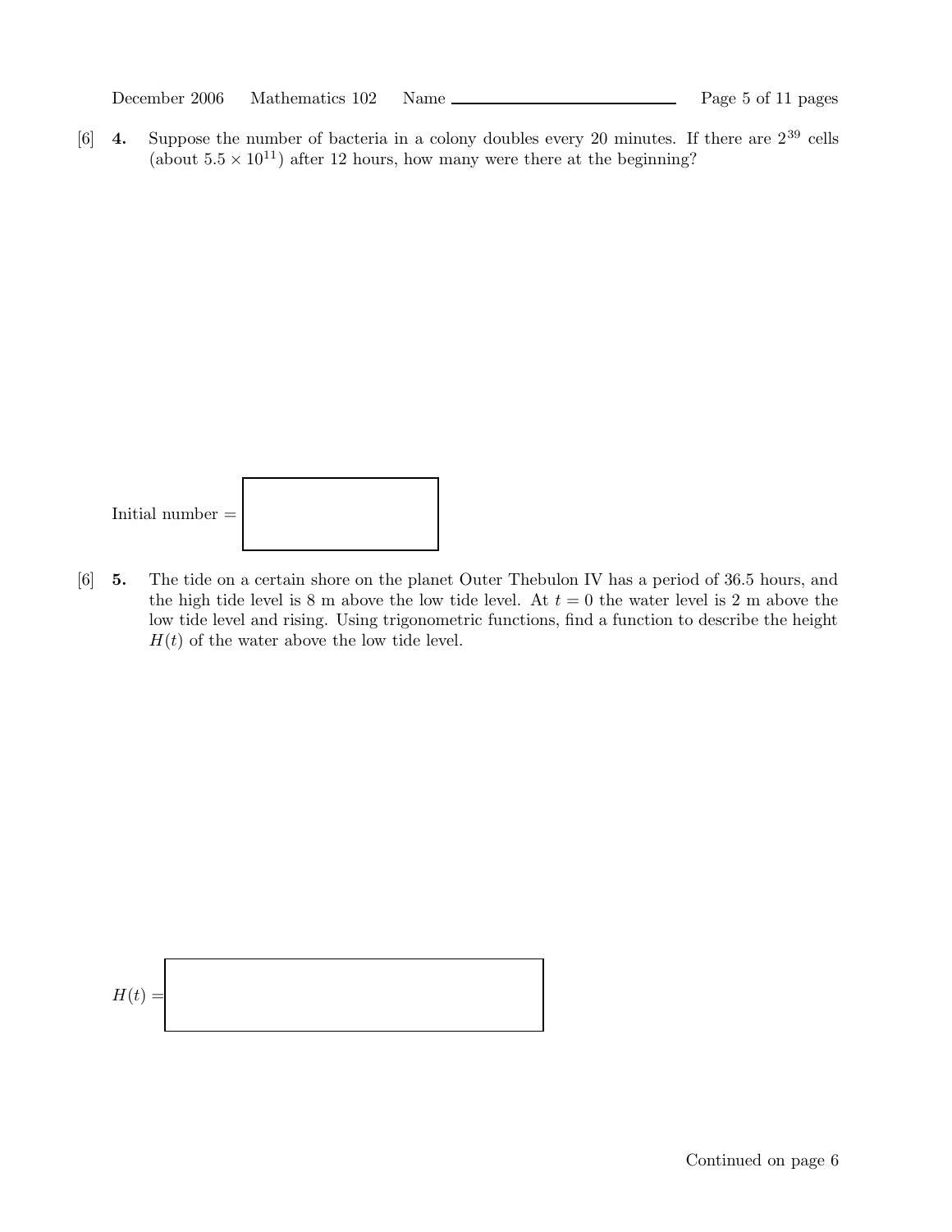[6] **4.** Suppose the number of bacteria in a colony doubles every 20 minutes. If there are $2^{39}$ cells (about $5.5 \times 10^{11}$) after 12 hours, how many were there at the beginning?

Initial number = 

[6] **5.** The tide on a certain shore on the planet Outer Thebulon IV has a period of 36.5 hours, and the high tide level is 8 m above the low tide level. At $t = 0$ the water level is 2 m above the low tide level and rising. Using trigonometric functions, find a function to describe the height $H(t)$ of the water above the low tide level.

$H(t) =$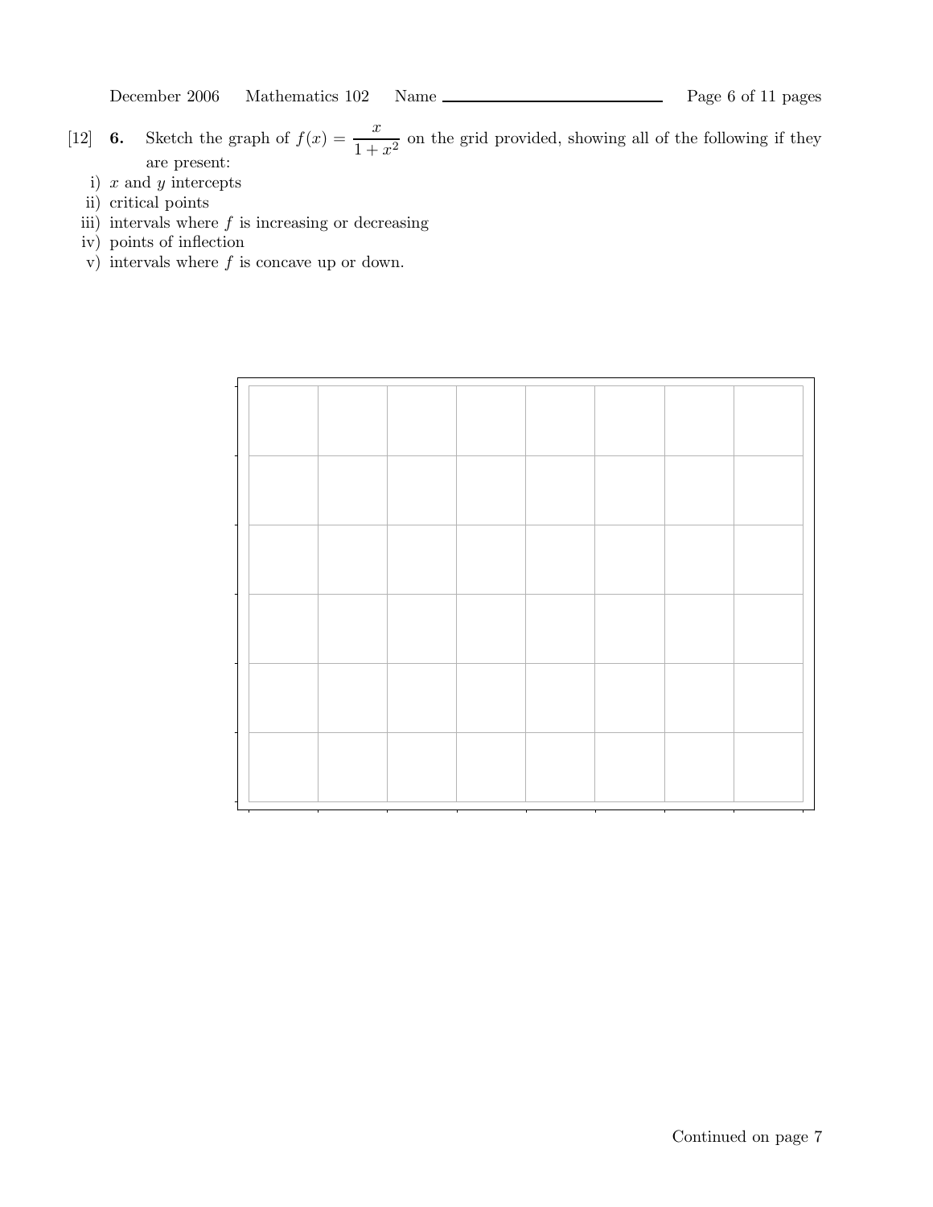[12] **6.** Sketch the graph of $f(x) = \dfrac{x}{1+x^2}$ on the grid provided, showing all of the following if they are present:

i) $x$ and $y$ intercepts

ii) critical points

iii) intervals where $f$ is increasing or decreasing

iv) points of inflection

v) intervals where $f$ is concave up or down.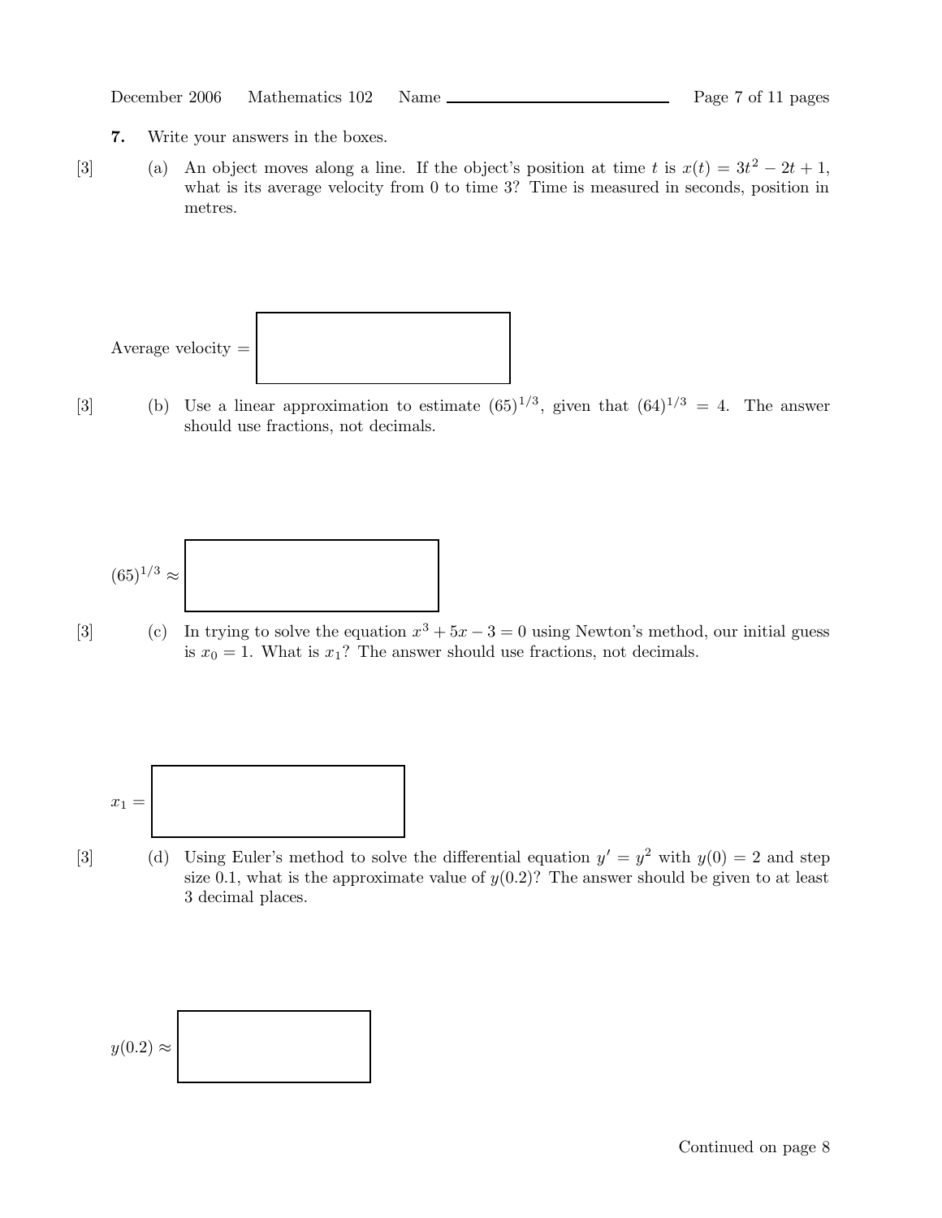**7.** Write your answers in the boxes.

[3] (a) An object moves along a line. If the object's position at time $t$ is $x(t) = 3t^2 - 2t + 1$, what is its average velocity from 0 to time 3? Time is measured in seconds, position in metres.

Average velocity = 

[3] (b) Use a linear approximation to estimate $(65)^{1/3}$, given that $(64)^{1/3} = 4$. The answer should use fractions, not decimals.

$(65)^{1/3} \approx$ 

[3] (c) In trying to solve the equation $x^3 + 5x - 3 = 0$ using Newton's method, our initial guess is $x_0 = 1$. What is $x_1$? The answer should use fractions, not decimals.

$x_1 =$ 

[3] (d) Using Euler's method to solve the differential equation $y' = y^2$ with $y(0) = 2$ and step size 0.1, what is the approximate value of $y(0.2)$? The answer should be given to at least 3 decimal places.

$y(0.2) \approx$ 

Continued on page 8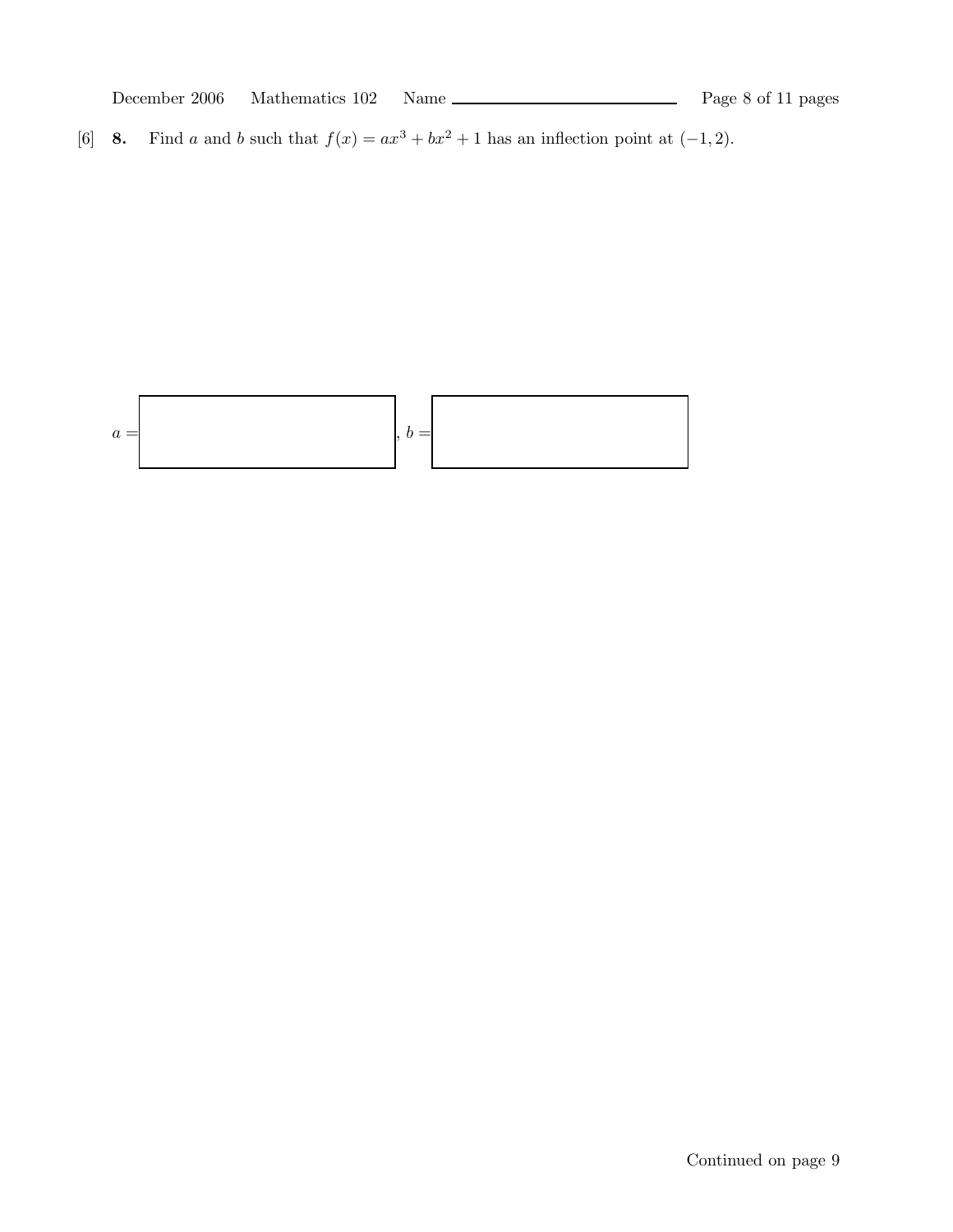[6] **8.** Find $a$ and $b$ such that $f(x) = ax^3 + bx^2 + 1$ has an inflection point at $(-1, 2)$.

$a =$ ______, $b =$ ______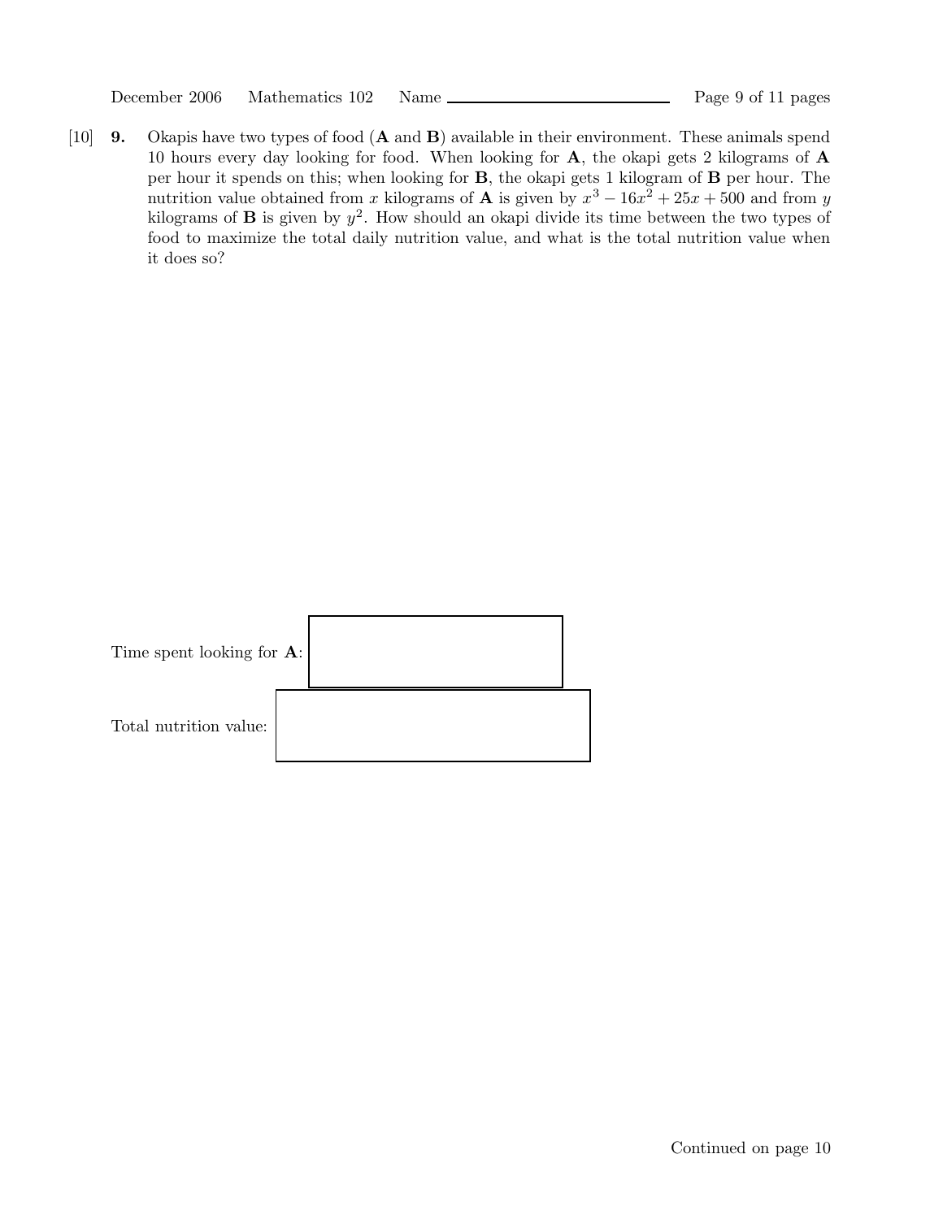[10] **9.** Okapis have two types of food (**A** and **B**) available in their environment. These animals spend 10 hours every day looking for food. When looking for **A**, the okapi gets 2 kilograms of **A** per hour it spends on this; when looking for **B**, the okapi gets 1 kilogram of **B** per hour. The nutrition value obtained from $x$ kilograms of **A** is given by $x^3 - 16x^2 + 25x + 500$ and from $y$ kilograms of **B** is given by $y^2$. How should an okapi divide its time between the two types of food to maximize the total daily nutrition value, and what is the total nutrition value when it does so?

Time spent looking for **A**: 

Total nutrition value: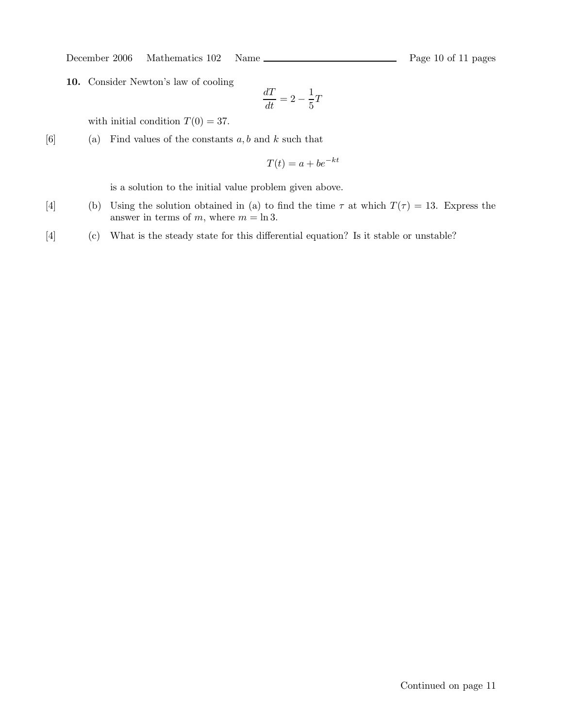**10.** Consider Newton's law of cooling

$$\frac{dT}{dt} = 2 - \frac{1}{5}T$$

with initial condition $T(0) = 37$.

[6] (a) Find values of the constants $a, b$ and $k$ such that

$$T(t) = a + be^{-kt}$$

is a solution to the initial value problem given above.

[4] (b) Using the solution obtained in (a) to find the time $\tau$ at which $T(\tau) = 13$. Express the answer in terms of $m$, where $m = \ln 3$.

[4] (c) What is the steady state for this differential equation? Is it stable or unstable?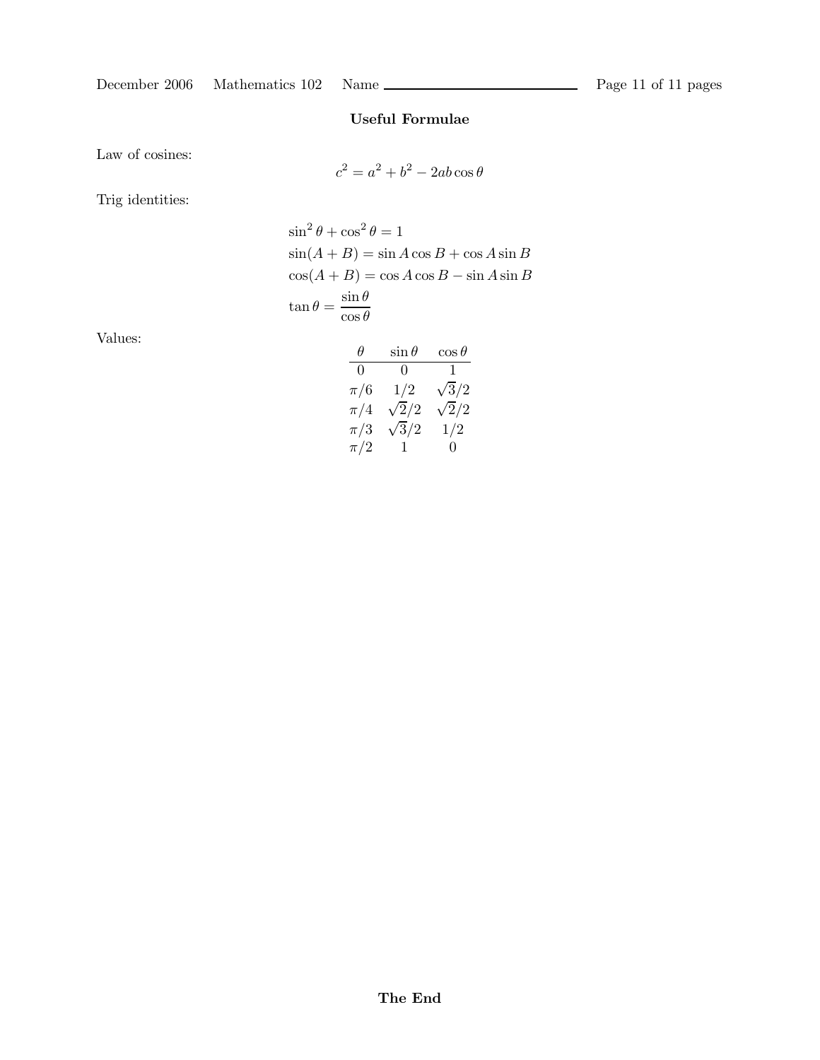## Useful Formulae

Law of cosines:

$$c^2 = a^2 + b^2 - 2ab\cos\theta$$

Trig identities:

$$\sin^2\theta + \cos^2\theta = 1$$

$$\sin(A+B) = \sin A\cos B + \cos A\sin B$$

$$\cos(A+B) = \cos A\cos B - \sin A\sin B$$

$$\tan\theta = \frac{\sin\theta}{\cos\theta}$$

Values:

| $\theta$ | $\sin\theta$ | $\cos\theta$ |
|---|---|---|
| $0$ | $0$ | $1$ |
| $\pi/6$ | $1/2$ | $\sqrt{3}/2$ |
| $\pi/4$ | $\sqrt{2}/2$ | $\sqrt{2}/2$ |
| $\pi/3$ | $\sqrt{3}/2$ | $1/2$ |
| $\pi/2$ | $1$ | $0$ |

**The End**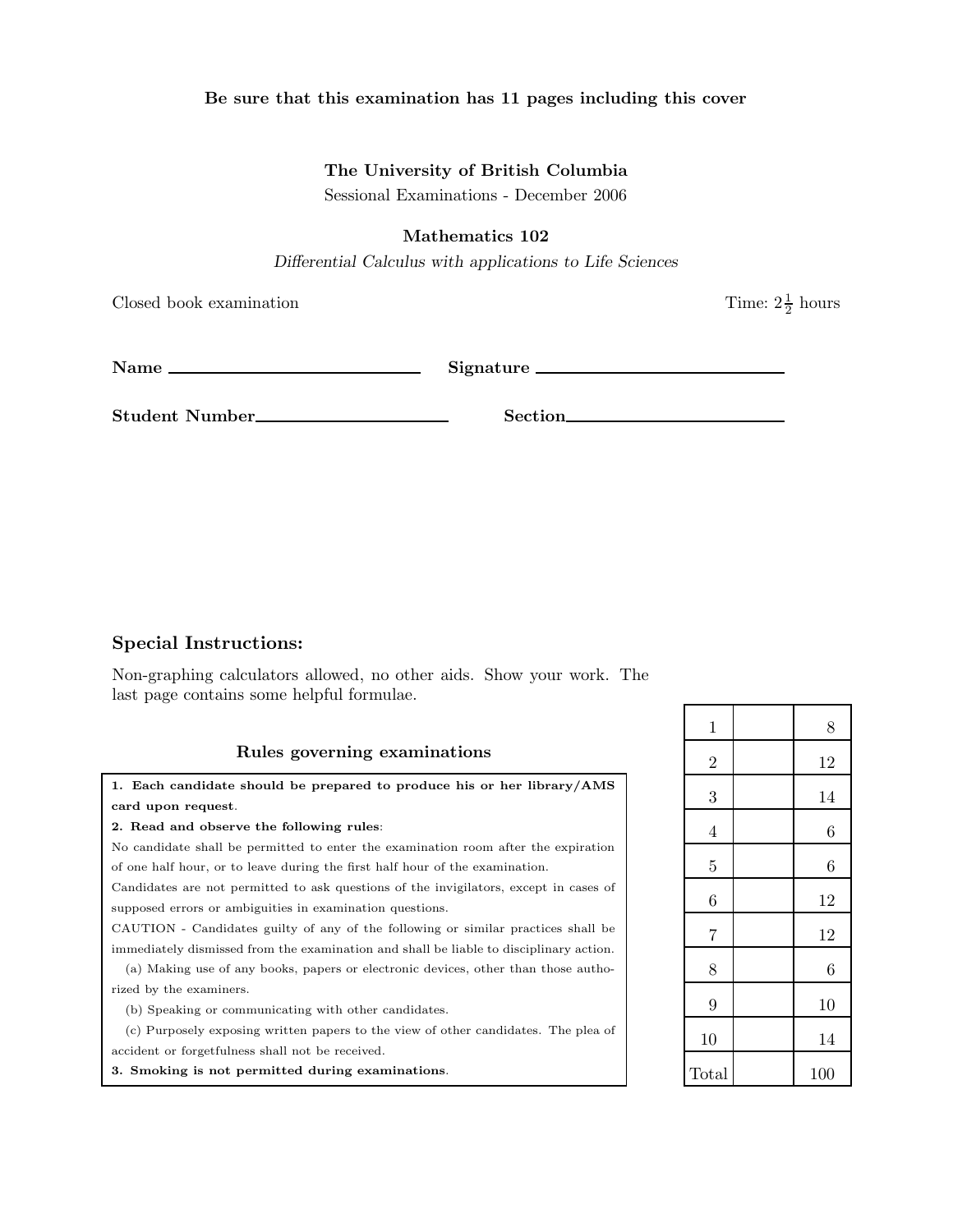**Be sure that this examination has 11 pages including this cover**

**The University of British Columbia**

Sessional Examinations - December 2006

**Mathematics 102**

*Differential Calculus with applications to Life Sciences*

Closed book examination

Time: $2\frac{1}{2}$ hours

**Name** ____________________ **Signature** ____________________

**Student Number** ____________________ **Section** ____________________

## Special Instructions:

Non-graphing calculators allowed, no other aids. Show your work. The last page contains some helpful formulae.

### Rules governing examinations

**1. Each candidate should be prepared to produce his or her library/AMS card upon request.**

**2. Read and observe the following rules:**

No candidate shall be permitted to enter the examination room after the expiration of one half hour, or to leave during the first half hour of the examination.

Candidates are not permitted to ask questions of the invigilators, except in cases of supposed errors or ambiguities in examination questions.

CAUTION - Candidates guilty of any of the following or similar practices shall be immediately dismissed from the examination and shall be liable to disciplinary action.

(a) Making use of any books, papers or electronic devices, other than those authorized by the examiners.

(b) Speaking or communicating with other candidates.

(c) Purposely exposing written papers to the view of other candidates. The plea of accident or forgetfulness shall not be received.

**3. Smoking is not permitted during examinations.**

| | | |
|---|---|---|
| 1 | | 8 |
| 2 | | 12 |
| 3 | | 14 |
| 4 | | 6 |
| 5 | | 6 |
| 6 | | 12 |
| 7 | | 12 |
| 8 | | 6 |
| 9 | | 10 |
| 10 | | 14 |
| Total | | 100 |